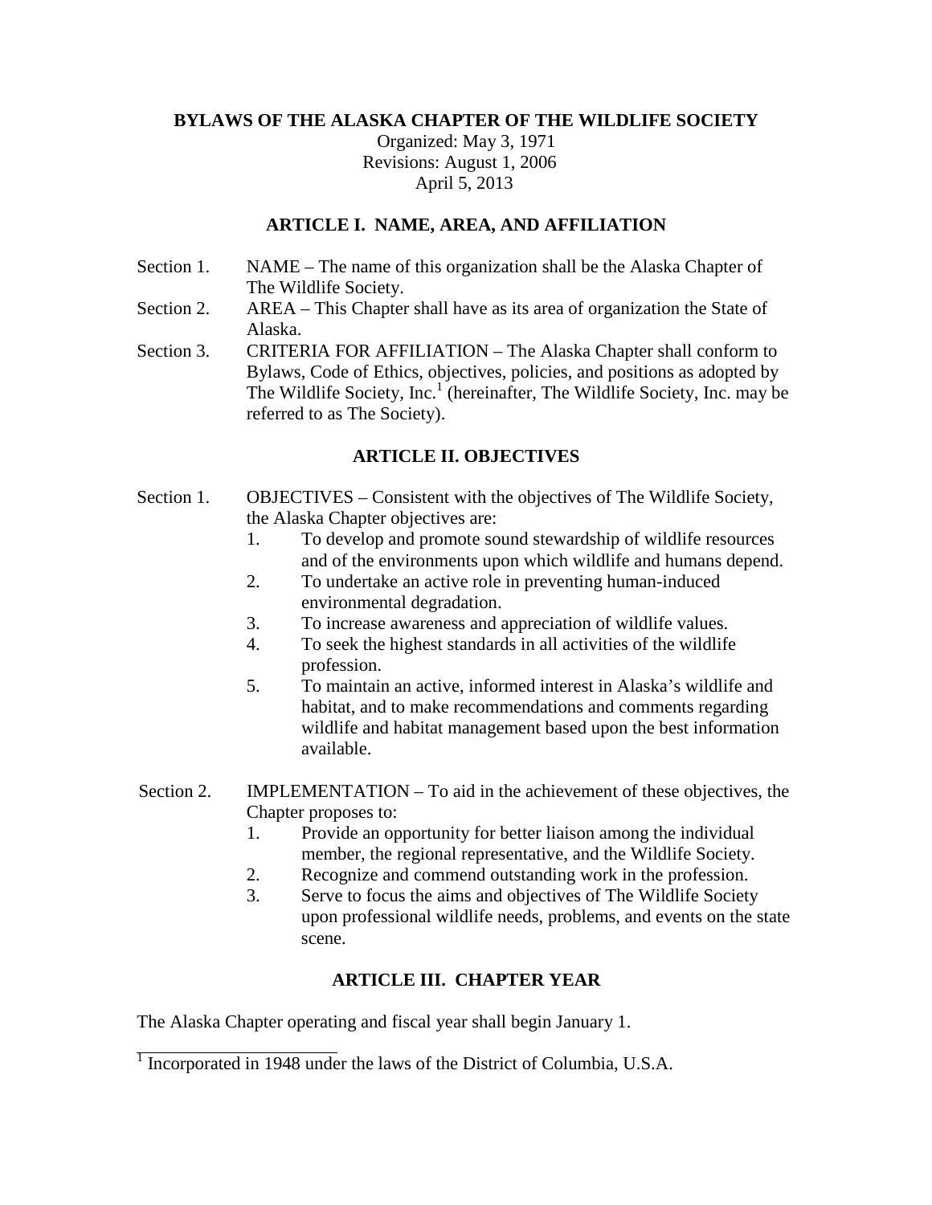# BYLAWS OF THE ALASKA CHAPTER OF THE WILDLIFE SOCIETY

Organized: May 3, 1971
Revisions: August 1, 2006
April 5, 2013

## ARTICLE I. NAME, AREA, AND AFFILIATION

Section 1. NAME – The name of this organization shall be the Alaska Chapter of The Wildlife Society.

Section 2. AREA – This Chapter shall have as its area of organization the State of Alaska.

Section 3. CRITERIA FOR AFFILIATION – The Alaska Chapter shall conform to Bylaws, Code of Ethics, objectives, policies, and positions as adopted by The Wildlife Society, Inc.[1] (hereinafter, The Wildlife Society, Inc. may be referred to as The Society).

## ARTICLE II. OBJECTIVES

Section 1. OBJECTIVES – Consistent with the objectives of The Wildlife Society, the Alaska Chapter objectives are:

1. To develop and promote sound stewardship of wildlife resources and of the environments upon which wildlife and humans depend.
2. To undertake an active role in preventing human-induced environmental degradation.
3. To increase awareness and appreciation of wildlife values.
4. To seek the highest standards in all activities of the wildlife profession.
5. To maintain an active, informed interest in Alaska's wildlife and habitat, and to make recommendations and comments regarding wildlife and habitat management based upon the best information available.

Section 2. IMPLEMENTATION – To aid in the achievement of these objectives, the Chapter proposes to:

1. Provide an opportunity for better liaison among the individual member, the regional representative, and the Wildlife Society.
2. Recognize and commend outstanding work in the profession.
3. Serve to focus the aims and objectives of The Wildlife Society upon professional wildlife needs, problems, and events on the state scene.

## ARTICLE III. CHAPTER YEAR

The Alaska Chapter operating and fiscal year shall begin January 1.

[1] Incorporated in 1948 under the laws of the District of Columbia, U.S.A.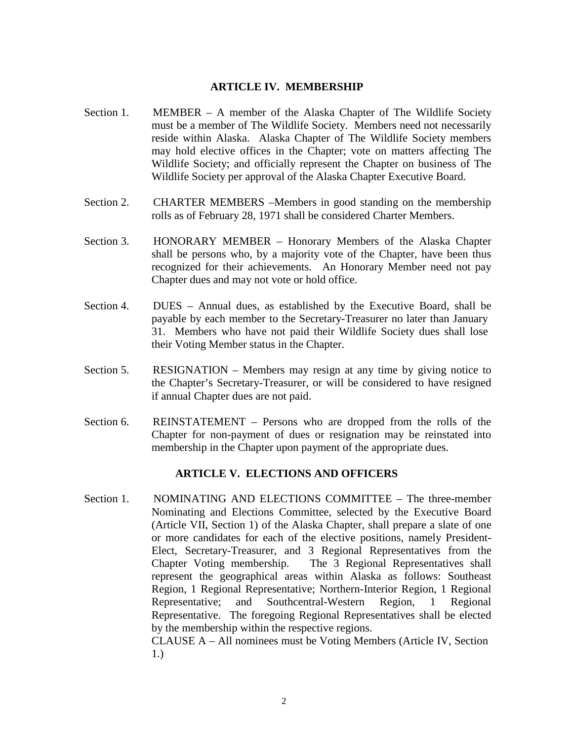## ARTICLE IV. MEMBERSHIP

Section 1. MEMBER – A member of the Alaska Chapter of The Wildlife Society must be a member of The Wildlife Society. Members need not necessarily reside within Alaska. Alaska Chapter of The Wildlife Society members may hold elective offices in the Chapter; vote on matters affecting The Wildlife Society; and officially represent the Chapter on business of The Wildlife Society per approval of the Alaska Chapter Executive Board.

Section 2. CHARTER MEMBERS –Members in good standing on the membership rolls as of February 28, 1971 shall be considered Charter Members.

Section 3. HONORARY MEMBER – Honorary Members of the Alaska Chapter shall be persons who, by a majority vote of the Chapter, have been thus recognized for their achievements. An Honorary Member need not pay Chapter dues and may not vote or hold office.

Section 4. DUES – Annual dues, as established by the Executive Board, shall be payable by each member to the Secretary-Treasurer no later than January 31. Members who have not paid their Wildlife Society dues shall lose their Voting Member status in the Chapter.

Section 5. RESIGNATION – Members may resign at any time by giving notice to the Chapter's Secretary-Treasurer, or will be considered to have resigned if annual Chapter dues are not paid.

Section 6. REINSTATEMENT – Persons who are dropped from the rolls of the Chapter for non-payment of dues or resignation may be reinstated into membership in the Chapter upon payment of the appropriate dues.

## ARTICLE V. ELECTIONS AND OFFICERS

Section 1. NOMINATING AND ELECTIONS COMMITTEE – The three-member Nominating and Elections Committee, selected by the Executive Board (Article VII, Section 1) of the Alaska Chapter, shall prepare a slate of one or more candidates for each of the elective positions, namely President-Elect, Secretary-Treasurer, and 3 Regional Representatives from the Chapter Voting membership. The 3 Regional Representatives shall represent the geographical areas within Alaska as follows: Southeast Region, 1 Regional Representative; Northern-Interior Region, 1 Regional Representative; and Southcentral-Western Region, 1 Regional Representative. The foregoing Regional Representatives shall be elected by the membership within the respective regions.
CLAUSE A – All nominees must be Voting Members (Article IV, Section 1.)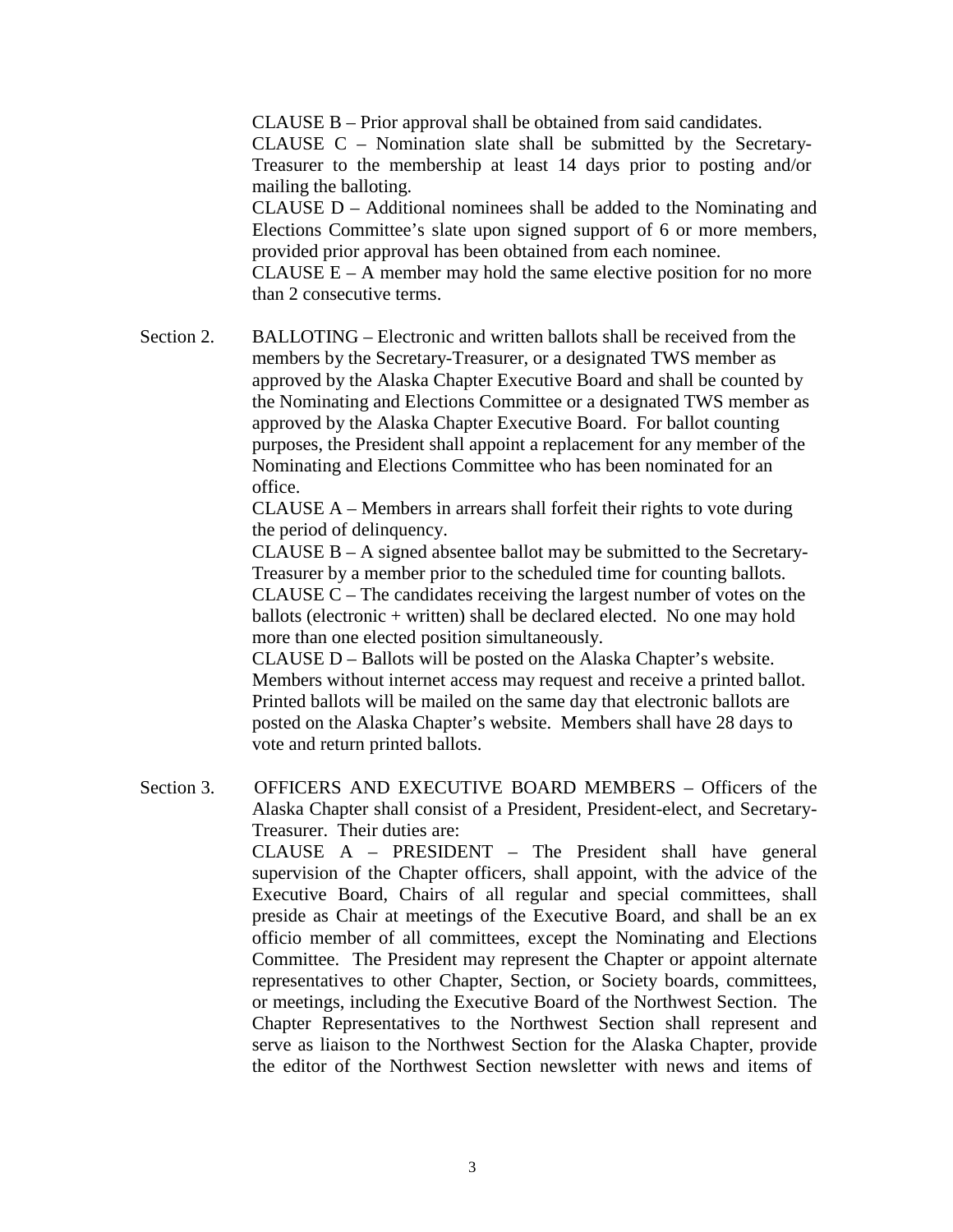CLAUSE B – Prior approval shall be obtained from said candidates.

CLAUSE C – Nomination slate shall be submitted by the Secretary-Treasurer to the membership at least 14 days prior to posting and/or mailing the balloting.

CLAUSE D – Additional nominees shall be added to the Nominating and Elections Committee's slate upon signed support of 6 or more members, provided prior approval has been obtained from each nominee.

CLAUSE E – A member may hold the same elective position for no more than 2 consecutive terms.

Section 2. BALLOTING – Electronic and written ballots shall be received from the members by the Secretary-Treasurer, or a designated TWS member as approved by the Alaska Chapter Executive Board and shall be counted by the Nominating and Elections Committee or a designated TWS member as approved by the Alaska Chapter Executive Board. For ballot counting purposes, the President shall appoint a replacement for any member of the Nominating and Elections Committee who has been nominated for an office.

CLAUSE A – Members in arrears shall forfeit their rights to vote during the period of delinquency.

CLAUSE B – A signed absentee ballot may be submitted to the Secretary-Treasurer by a member prior to the scheduled time for counting ballots.

CLAUSE C – The candidates receiving the largest number of votes on the ballots (electronic + written) shall be declared elected. No one may hold more than one elected position simultaneously.

CLAUSE D – Ballots will be posted on the Alaska Chapter's website. Members without internet access may request and receive a printed ballot. Printed ballots will be mailed on the same day that electronic ballots are posted on the Alaska Chapter's website. Members shall have 28 days to vote and return printed ballots.

Section 3. OFFICERS AND EXECUTIVE BOARD MEMBERS – Officers of the Alaska Chapter shall consist of a President, President-elect, and Secretary-Treasurer. Their duties are:

CLAUSE A – PRESIDENT – The President shall have general supervision of the Chapter officers, shall appoint, with the advice of the Executive Board, Chairs of all regular and special committees, shall preside as Chair at meetings of the Executive Board, and shall be an ex officio member of all committees, except the Nominating and Elections Committee. The President may represent the Chapter or appoint alternate representatives to other Chapter, Section, or Society boards, committees, or meetings, including the Executive Board of the Northwest Section. The Chapter Representatives to the Northwest Section shall represent and serve as liaison to the Northwest Section for the Alaska Chapter, provide the editor of the Northwest Section newsletter with news and items of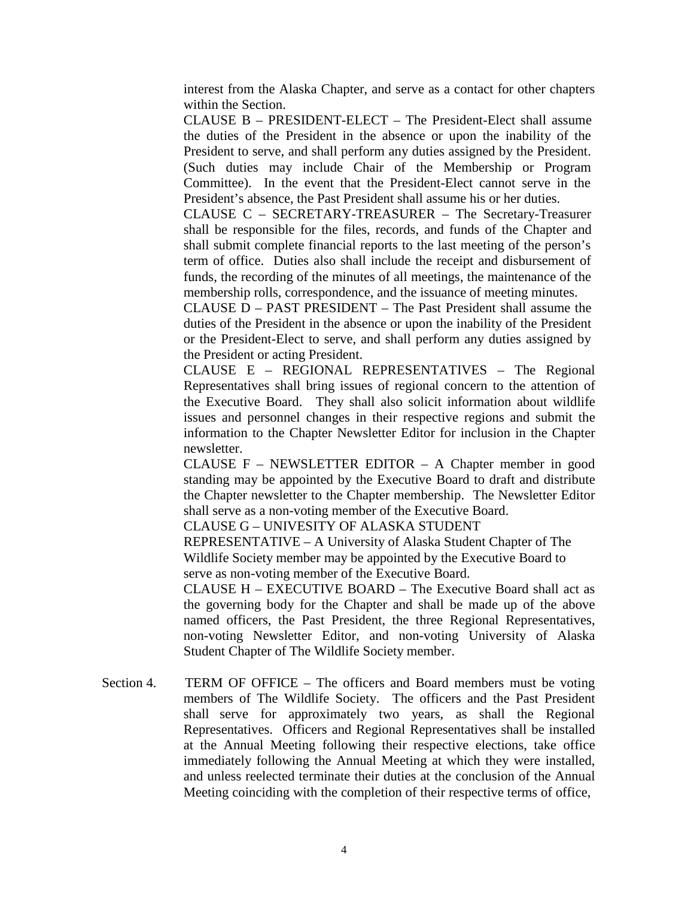interest from the Alaska Chapter, and serve as a contact for other chapters within the Section.

CLAUSE B – PRESIDENT-ELECT – The President-Elect shall assume the duties of the President in the absence or upon the inability of the President to serve, and shall perform any duties assigned by the President. (Such duties may include Chair of the Membership or Program Committee). In the event that the President-Elect cannot serve in the President's absence, the Past President shall assume his or her duties.

CLAUSE C – SECRETARY-TREASURER – The Secretary-Treasurer shall be responsible for the files, records, and funds of the Chapter and shall submit complete financial reports to the last meeting of the person's term of office. Duties also shall include the receipt and disbursement of funds, the recording of the minutes of all meetings, the maintenance of the membership rolls, correspondence, and the issuance of meeting minutes.

CLAUSE D – PAST PRESIDENT – The Past President shall assume the duties of the President in the absence or upon the inability of the President or the President-Elect to serve, and shall perform any duties assigned by the President or acting President.

CLAUSE E – REGIONAL REPRESENTATIVES – The Regional Representatives shall bring issues of regional concern to the attention of the Executive Board. They shall also solicit information about wildlife issues and personnel changes in their respective regions and submit the information to the Chapter Newsletter Editor for inclusion in the Chapter newsletter.

CLAUSE F – NEWSLETTER EDITOR – A Chapter member in good standing may be appointed by the Executive Board to draft and distribute the Chapter newsletter to the Chapter membership. The Newsletter Editor shall serve as a non-voting member of the Executive Board.

CLAUSE G – UNIVESITY OF ALASKA STUDENT REPRESENTATIVE – A University of Alaska Student Chapter of The Wildlife Society member may be appointed by the Executive Board to serve as non-voting member of the Executive Board.

CLAUSE H – EXECUTIVE BOARD – The Executive Board shall act as the governing body for the Chapter and shall be made up of the above named officers, the Past President, the three Regional Representatives, non-voting Newsletter Editor, and non-voting University of Alaska Student Chapter of The Wildlife Society member.

Section 4. TERM OF OFFICE – The officers and Board members must be voting members of The Wildlife Society. The officers and the Past President shall serve for approximately two years, as shall the Regional Representatives. Officers and Regional Representatives shall be installed at the Annual Meeting following their respective elections, take office immediately following the Annual Meeting at which they were installed, and unless reelected terminate their duties at the conclusion of the Annual Meeting coinciding with the completion of their respective terms of office,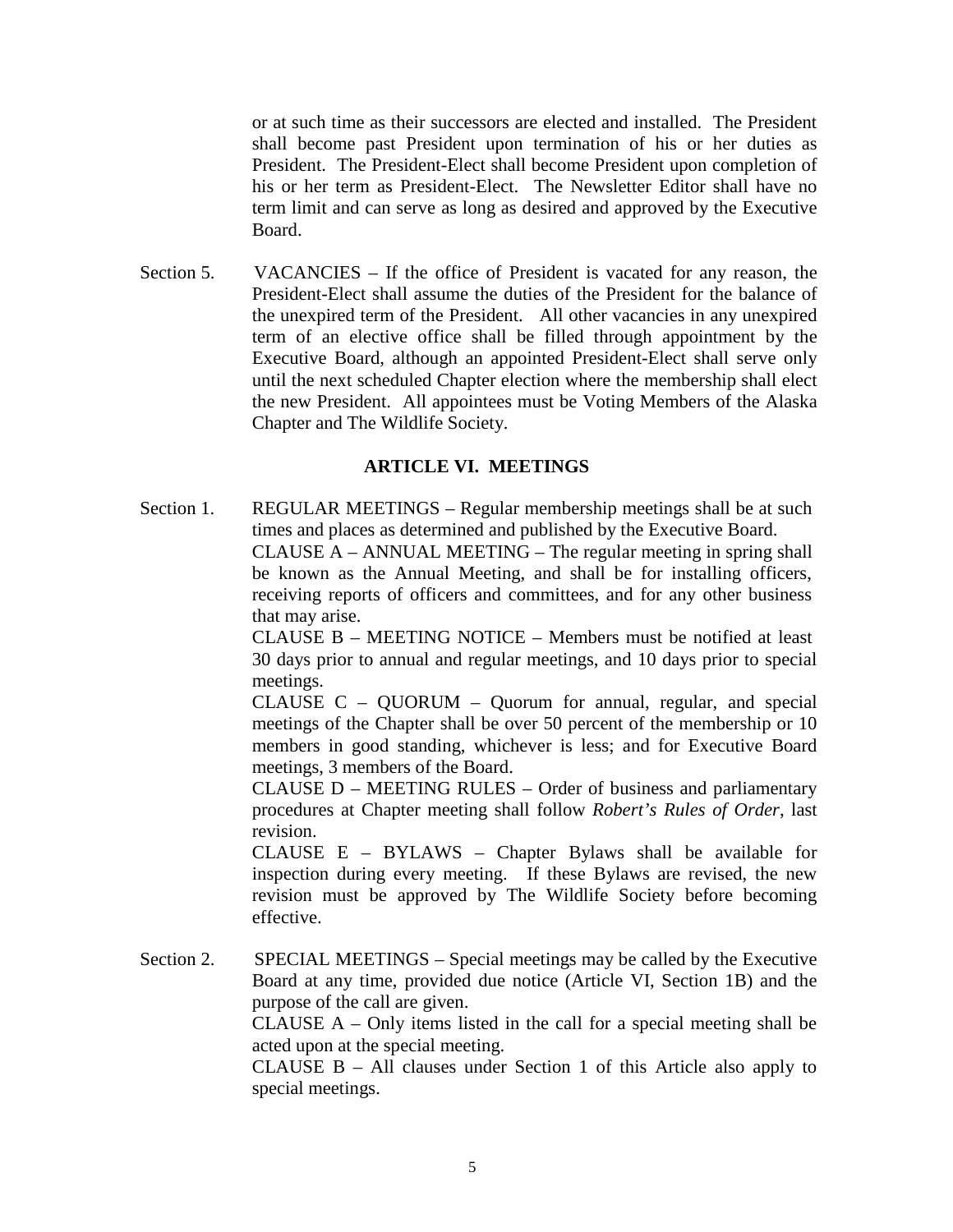or at such time as their successors are elected and installed. The President shall become past President upon termination of his or her duties as President. The President-Elect shall become President upon completion of his or her term as President-Elect. The Newsletter Editor shall have no term limit and can serve as long as desired and approved by the Executive Board.

Section 5. VACANCIES – If the office of President is vacated for any reason, the President-Elect shall assume the duties of the President for the balance of the unexpired term of the President. All other vacancies in any unexpired term of an elective office shall be filled through appointment by the Executive Board, although an appointed President-Elect shall serve only until the next scheduled Chapter election where the membership shall elect the new President. All appointees must be Voting Members of the Alaska Chapter and The Wildlife Society.

## ARTICLE VI. MEETINGS

Section 1. REGULAR MEETINGS – Regular membership meetings shall be at such times and places as determined and published by the Executive Board.

CLAUSE A – ANNUAL MEETING – The regular meeting in spring shall be known as the Annual Meeting, and shall be for installing officers, receiving reports of officers and committees, and for any other business that may arise.

CLAUSE B – MEETING NOTICE – Members must be notified at least 30 days prior to annual and regular meetings, and 10 days prior to special meetings.

CLAUSE C – QUORUM – Quorum for annual, regular, and special meetings of the Chapter shall be over 50 percent of the membership or 10 members in good standing, whichever is less; and for Executive Board meetings, 3 members of the Board.

CLAUSE D – MEETING RULES – Order of business and parliamentary procedures at Chapter meeting shall follow *Robert's Rules of Order*, last revision.

CLAUSE E – BYLAWS – Chapter Bylaws shall be available for inspection during every meeting. If these Bylaws are revised, the new revision must be approved by The Wildlife Society before becoming effective.

Section 2. SPECIAL MEETINGS – Special meetings may be called by the Executive Board at any time, provided due notice (Article VI, Section 1B) and the purpose of the call are given.

CLAUSE A – Only items listed in the call for a special meeting shall be acted upon at the special meeting.

CLAUSE B – All clauses under Section 1 of this Article also apply to special meetings.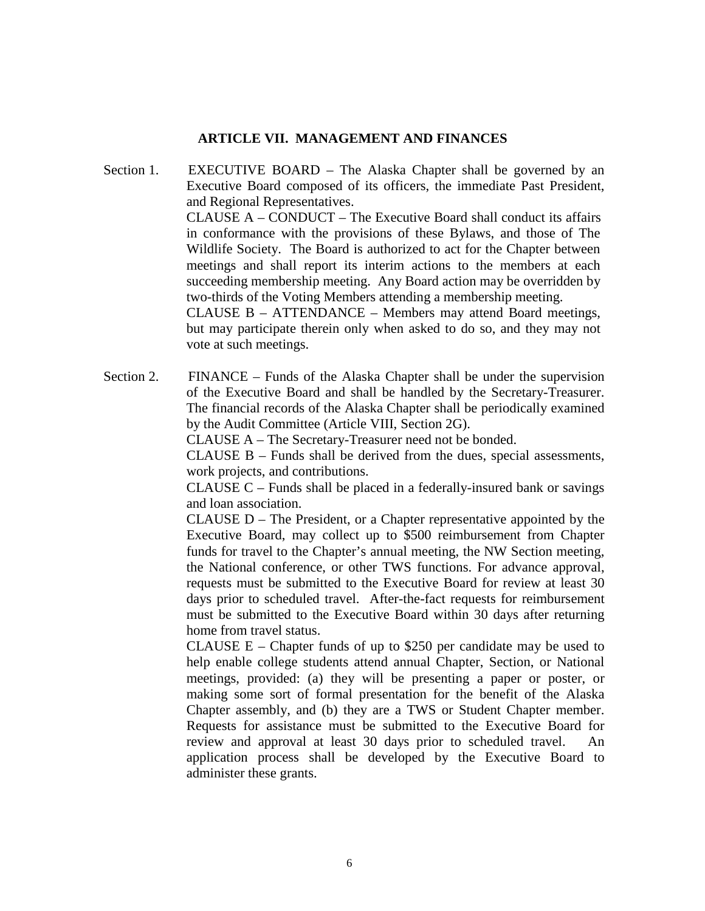## ARTICLE VII. MANAGEMENT AND FINANCES

Section 1. EXECUTIVE BOARD – The Alaska Chapter shall be governed by an Executive Board composed of its officers, the immediate Past President, and Regional Representatives.

CLAUSE A – CONDUCT – The Executive Board shall conduct its affairs in conformance with the provisions of these Bylaws, and those of The Wildlife Society. The Board is authorized to act for the Chapter between meetings and shall report its interim actions to the members at each succeeding membership meeting. Any Board action may be overridden by two-thirds of the Voting Members attending a membership meeting.

CLAUSE B – ATTENDANCE – Members may attend Board meetings, but may participate therein only when asked to do so, and they may not vote at such meetings.

Section 2. FINANCE – Funds of the Alaska Chapter shall be under the supervision of the Executive Board and shall be handled by the Secretary-Treasurer. The financial records of the Alaska Chapter shall be periodically examined by the Audit Committee (Article VIII, Section 2G).

CLAUSE A – The Secretary-Treasurer need not be bonded.

CLAUSE B – Funds shall be derived from the dues, special assessments, work projects, and contributions.

CLAUSE C – Funds shall be placed in a federally-insured bank or savings and loan association.

CLAUSE D – The President, or a Chapter representative appointed by the Executive Board, may collect up to $500 reimbursement from Chapter funds for travel to the Chapter's annual meeting, the NW Section meeting, the National conference, or other TWS functions. For advance approval, requests must be submitted to the Executive Board for review at least 30 days prior to scheduled travel. After-the-fact requests for reimbursement must be submitted to the Executive Board within 30 days after returning home from travel status.

CLAUSE E – Chapter funds of up to $250 per candidate may be used to help enable college students attend annual Chapter, Section, or National meetings, provided: (a) they will be presenting a paper or poster, or making some sort of formal presentation for the benefit of the Alaska Chapter assembly, and (b) they are a TWS or Student Chapter member. Requests for assistance must be submitted to the Executive Board for review and approval at least 30 days prior to scheduled travel. An application process shall be developed by the Executive Board to administer these grants.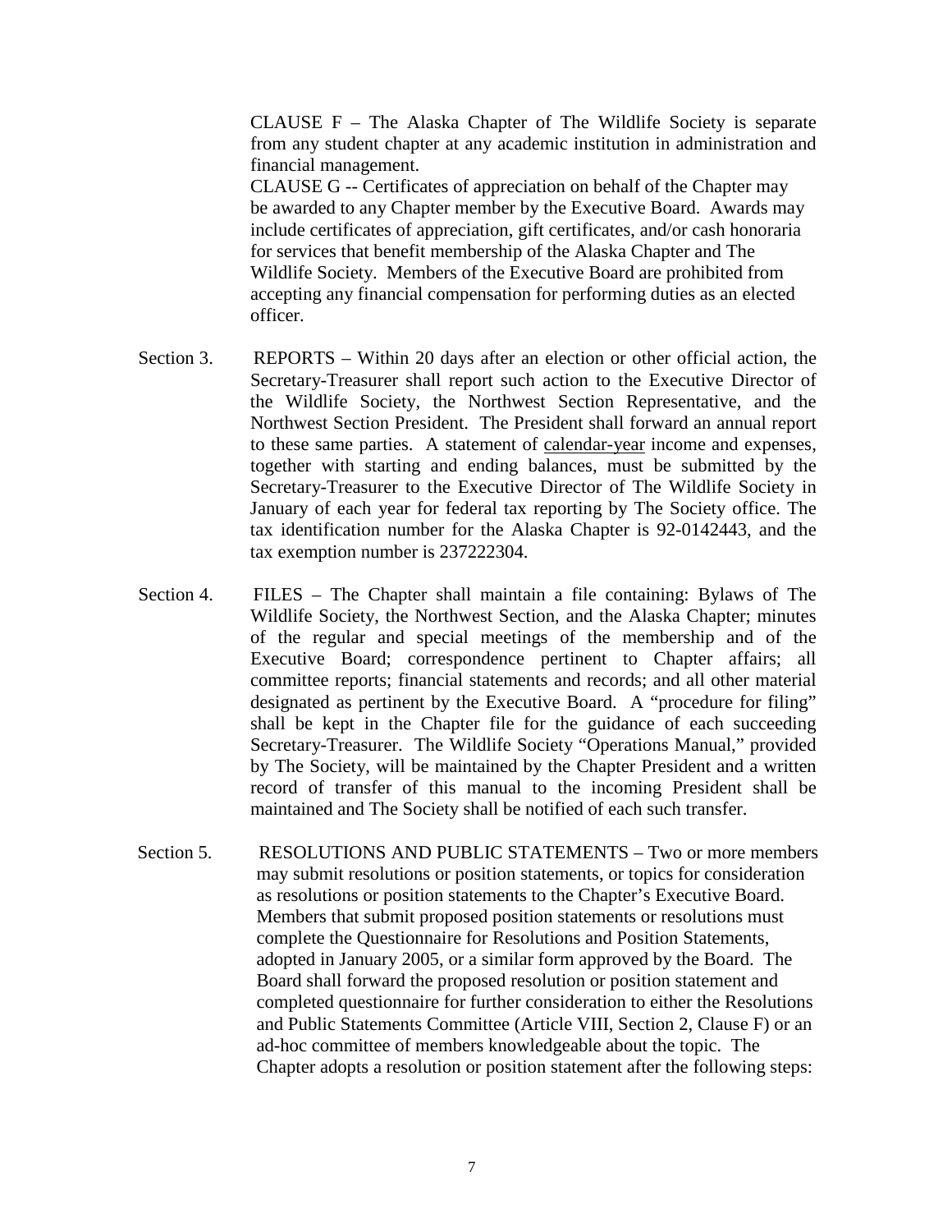CLAUSE F – The Alaska Chapter of The Wildlife Society is separate from any student chapter at any academic institution in administration and financial management.

CLAUSE G -- Certificates of appreciation on behalf of the Chapter may be awarded to any Chapter member by the Executive Board. Awards may include certificates of appreciation, gift certificates, and/or cash honoraria for services that benefit membership of the Alaska Chapter and The Wildlife Society. Members of the Executive Board are prohibited from accepting any financial compensation for performing duties as an elected officer.

Section 3. REPORTS – Within 20 days after an election or other official action, the Secretary-Treasurer shall report such action to the Executive Director of the Wildlife Society, the Northwest Section Representative, and the Northwest Section President. The President shall forward an annual report to these same parties. A statement of <u>calendar-year</u> income and expenses, together with starting and ending balances, must be submitted by the Secretary-Treasurer to the Executive Director of The Wildlife Society in January of each year for federal tax reporting by The Society office. The tax identification number for the Alaska Chapter is 92-0142443, and the tax exemption number is 237222304.

Section 4. FILES – The Chapter shall maintain a file containing: Bylaws of The Wildlife Society, the Northwest Section, and the Alaska Chapter; minutes of the regular and special meetings of the membership and of the Executive Board; correspondence pertinent to Chapter affairs; all committee reports; financial statements and records; and all other material designated as pertinent by the Executive Board. A "procedure for filing" shall be kept in the Chapter file for the guidance of each succeeding Secretary-Treasurer. The Wildlife Society "Operations Manual," provided by The Society, will be maintained by the Chapter President and a written record of transfer of this manual to the incoming President shall be maintained and The Society shall be notified of each such transfer.

Section 5. RESOLUTIONS AND PUBLIC STATEMENTS – Two or more members may submit resolutions or position statements, or topics for consideration as resolutions or position statements to the Chapter's Executive Board. Members that submit proposed position statements or resolutions must complete the Questionnaire for Resolutions and Position Statements, adopted in January 2005, or a similar form approved by the Board. The Board shall forward the proposed resolution or position statement and completed questionnaire for further consideration to either the Resolutions and Public Statements Committee (Article VIII, Section 2, Clause F) or an ad-hoc committee of members knowledgeable about the topic. The Chapter adopts a resolution or position statement after the following steps: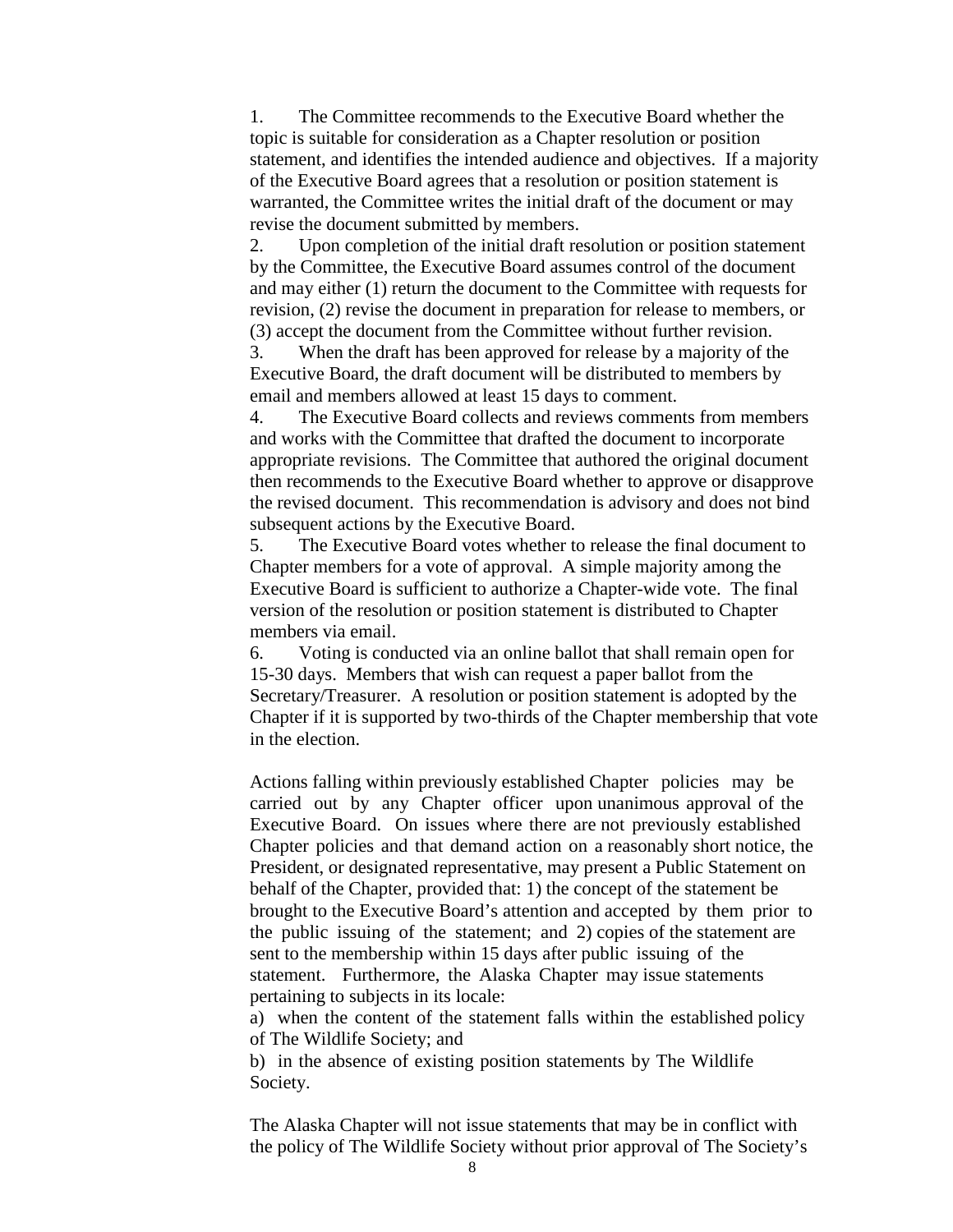1. The Committee recommends to the Executive Board whether the topic is suitable for consideration as a Chapter resolution or position statement, and identifies the intended audience and objectives. If a majority of the Executive Board agrees that a resolution or position statement is warranted, the Committee writes the initial draft of the document or may revise the document submitted by members.
2. Upon completion of the initial draft resolution or position statement by the Committee, the Executive Board assumes control of the document and may either (1) return the document to the Committee with requests for revision, (2) revise the document in preparation for release to members, or (3) accept the document from the Committee without further revision.
3. When the draft has been approved for release by a majority of the Executive Board, the draft document will be distributed to members by email and members allowed at least 15 days to comment.
4. The Executive Board collects and reviews comments from members and works with the Committee that drafted the document to incorporate appropriate revisions. The Committee that authored the original document then recommends to the Executive Board whether to approve or disapprove the revised document. This recommendation is advisory and does not bind subsequent actions by the Executive Board.
5. The Executive Board votes whether to release the final document to Chapter members for a vote of approval. A simple majority among the Executive Board is sufficient to authorize a Chapter-wide vote. The final version of the resolution or position statement is distributed to Chapter members via email.
6. Voting is conducted via an online ballot that shall remain open for 15-30 days. Members that wish can request a paper ballot from the Secretary/Treasurer. A resolution or position statement is adopted by the Chapter if it is supported by two-thirds of the Chapter membership that vote in the election.

Actions falling within previously established Chapter policies may be carried out by any Chapter officer upon unanimous approval of the Executive Board. On issues where there are not previously established Chapter policies and that demand action on a reasonably short notice, the President, or designated representative, may present a Public Statement on behalf of the Chapter, provided that: 1) the concept of the statement be brought to the Executive Board's attention and accepted by them prior to the public issuing of the statement; and 2) copies of the statement are sent to the membership within 15 days after public issuing of the statement. Furthermore, the Alaska Chapter may issue statements pertaining to subjects in its locale:

a) when the content of the statement falls within the established policy of The Wildlife Society; and

b) in the absence of existing position statements by The Wildlife Society.

The Alaska Chapter will not issue statements that may be in conflict with the policy of The Wildlife Society without prior approval of The Society's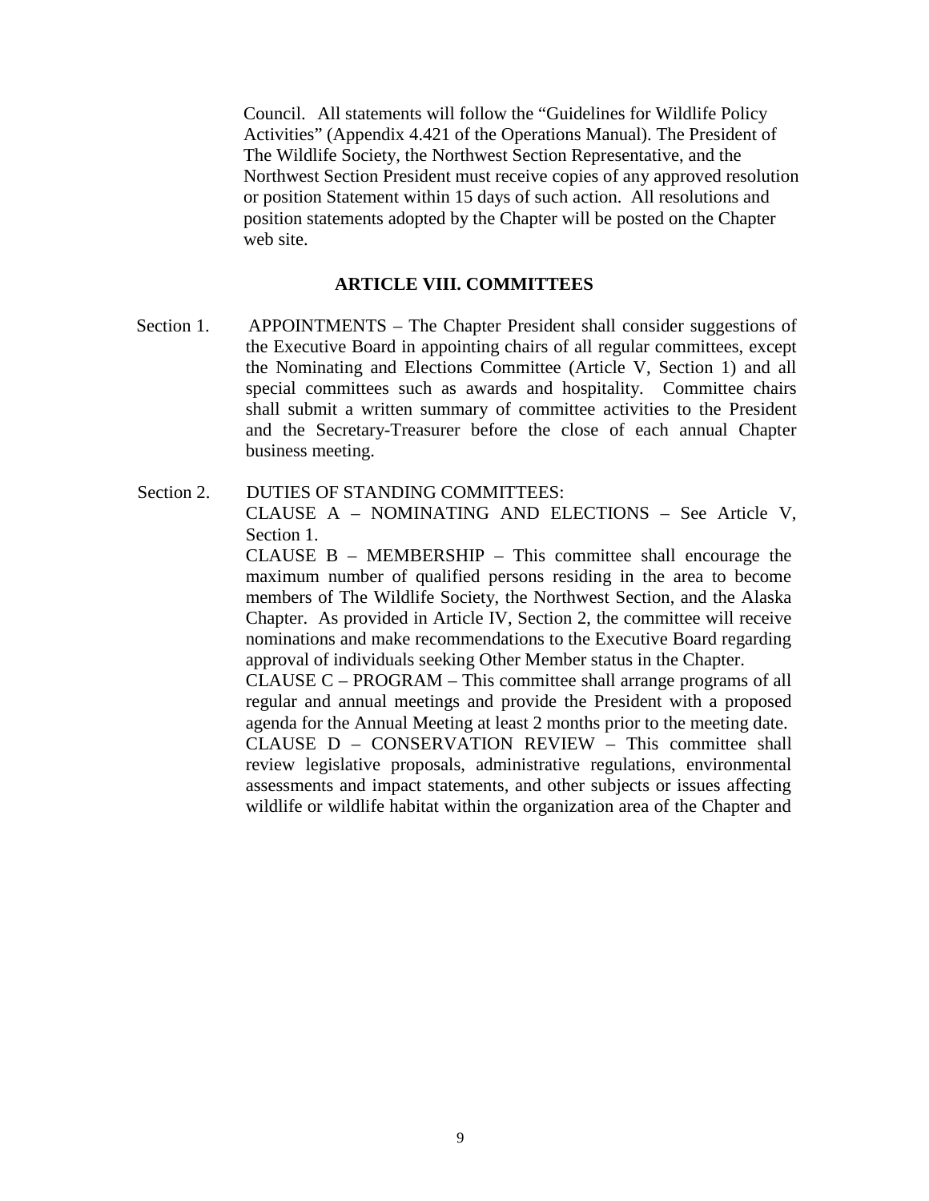Council. All statements will follow the "Guidelines for Wildlife Policy Activities" (Appendix 4.421 of the Operations Manual). The President of The Wildlife Society, the Northwest Section Representative, and the Northwest Section President must receive copies of any approved resolution or position Statement within 15 days of such action. All resolutions and position statements adopted by the Chapter will be posted on the Chapter web site.

## ARTICLE VIII. COMMITTEES

Section 1. APPOINTMENTS – The Chapter President shall consider suggestions of the Executive Board in appointing chairs of all regular committees, except the Nominating and Elections Committee (Article V, Section 1) and all special committees such as awards and hospitality. Committee chairs shall submit a written summary of committee activities to the President and the Secretary-Treasurer before the close of each annual Chapter business meeting.

Section 2. DUTIES OF STANDING COMMITTEES:

CLAUSE A – NOMINATING AND ELECTIONS – See Article V, Section 1.

CLAUSE B – MEMBERSHIP – This committee shall encourage the maximum number of qualified persons residing in the area to become members of The Wildlife Society, the Northwest Section, and the Alaska Chapter. As provided in Article IV, Section 2, the committee will receive nominations and make recommendations to the Executive Board regarding approval of individuals seeking Other Member status in the Chapter.

CLAUSE C – PROGRAM – This committee shall arrange programs of all regular and annual meetings and provide the President with a proposed agenda for the Annual Meeting at least 2 months prior to the meeting date.

CLAUSE D – CONSERVATION REVIEW – This committee shall review legislative proposals, administrative regulations, environmental assessments and impact statements, and other subjects or issues affecting wildlife or wildlife habitat within the organization area of the Chapter and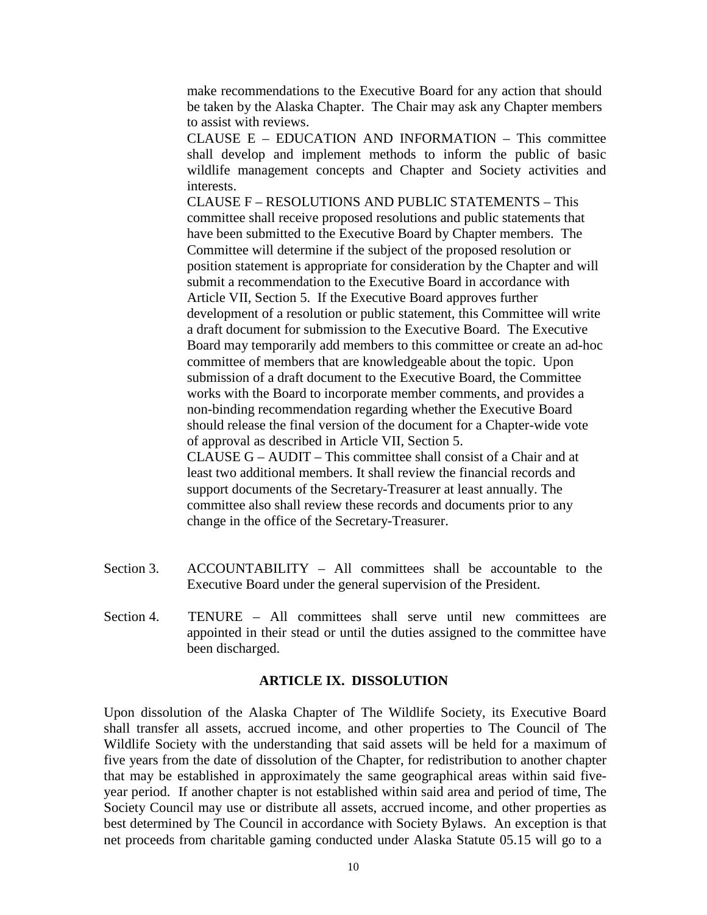make recommendations to the Executive Board for any action that should be taken by the Alaska Chapter. The Chair may ask any Chapter members to assist with reviews.

CLAUSE E – EDUCATION AND INFORMATION – This committee shall develop and implement methods to inform the public of basic wildlife management concepts and Chapter and Society activities and interests.

CLAUSE F – RESOLUTIONS AND PUBLIC STATEMENTS – This committee shall receive proposed resolutions and public statements that have been submitted to the Executive Board by Chapter members. The Committee will determine if the subject of the proposed resolution or position statement is appropriate for consideration by the Chapter and will submit a recommendation to the Executive Board in accordance with Article VII, Section 5. If the Executive Board approves further development of a resolution or public statement, this Committee will write a draft document for submission to the Executive Board. The Executive Board may temporarily add members to this committee or create an ad-hoc committee of members that are knowledgeable about the topic. Upon submission of a draft document to the Executive Board, the Committee works with the Board to incorporate member comments, and provides a non-binding recommendation regarding whether the Executive Board should release the final version of the document for a Chapter-wide vote of approval as described in Article VII, Section 5.

CLAUSE G – AUDIT – This committee shall consist of a Chair and at least two additional members. It shall review the financial records and support documents of the Secretary-Treasurer at least annually. The committee also shall review these records and documents prior to any change in the office of the Secretary-Treasurer.

Section 3. ACCOUNTABILITY – All committees shall be accountable to the Executive Board under the general supervision of the President.

Section 4. TENURE – All committees shall serve until new committees are appointed in their stead or until the duties assigned to the committee have been discharged.

## ARTICLE IX. DISSOLUTION

Upon dissolution of the Alaska Chapter of The Wildlife Society, its Executive Board shall transfer all assets, accrued income, and other properties to The Council of The Wildlife Society with the understanding that said assets will be held for a maximum of five years from the date of dissolution of the Chapter, for redistribution to another chapter that may be established in approximately the same geographical areas within said five-year period. If another chapter is not established within said area and period of time, The Society Council may use or distribute all assets, accrued income, and other properties as best determined by The Council in accordance with Society Bylaws. An exception is that net proceeds from charitable gaming conducted under Alaska Statute 05.15 will go to a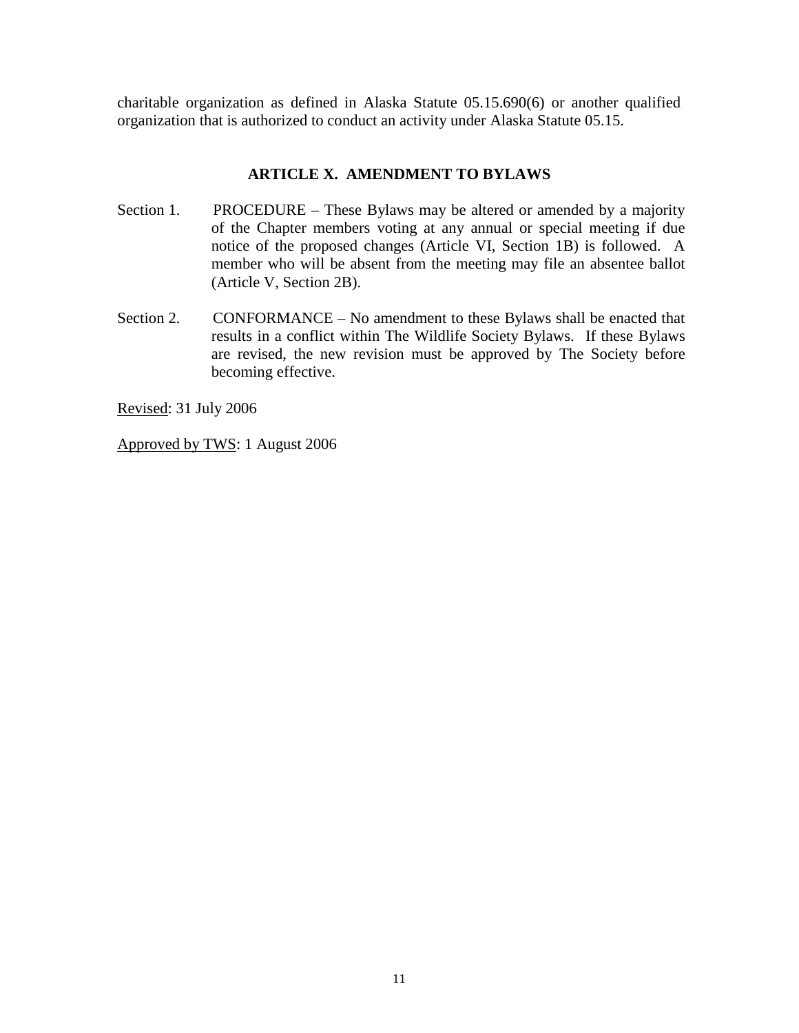charitable organization as defined in Alaska Statute 05.15.690(6) or another qualified organization that is authorized to conduct an activity under Alaska Statute 05.15.

## ARTICLE X. AMENDMENT TO BYLAWS

Section 1. PROCEDURE – These Bylaws may be altered or amended by a majority of the Chapter members voting at any annual or special meeting if due notice of the proposed changes (Article VI, Section 1B) is followed. A member who will be absent from the meeting may file an absentee ballot (Article V, Section 2B).

Section 2. CONFORMANCE – No amendment to these Bylaws shall be enacted that results in a conflict within The Wildlife Society Bylaws. If these Bylaws are revised, the new revision must be approved by The Society before becoming effective.

<u>Revised</u>: 31 July 2006

<u>Approved by TWS</u>: 1 August 2006